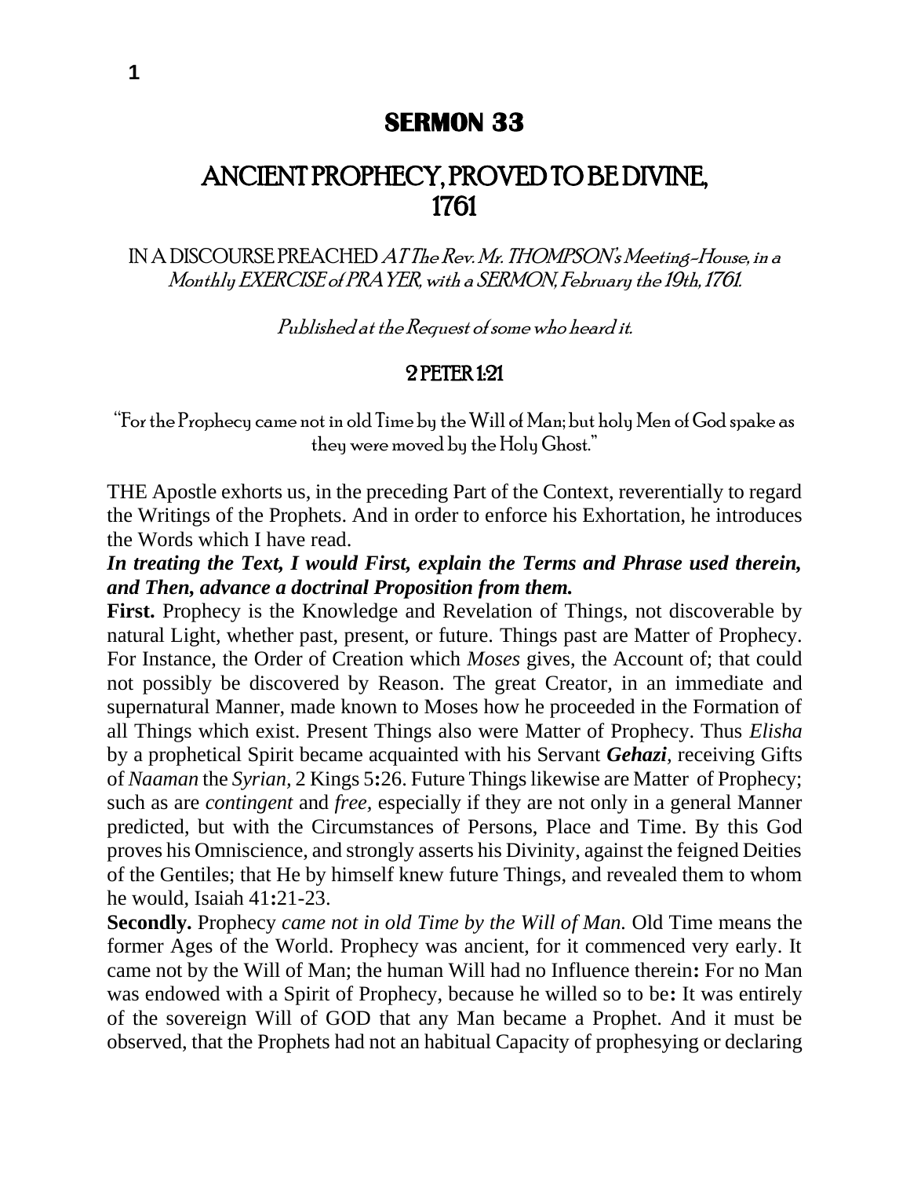# SERMON 33

## ANCIENT PROPHECY, PROVED TO BE DIVINE, 1761

IN A DISCOURSE PREACHED *AT The Rev. Mr. THOMPSON's Meeting-House, in a Monthly EXERCISE of PRAYER, with a SERMON, February the 19th, 1761.*

*Published at the Request of some who heard it.*

### 2 PETER 1:21

"For the Prophecy came not in old Time by the Will of Man; but holy Men of God spake as they were moved by the Holy Ghost."

THE Apostle exhorts us, in the preceding Part of the Context, reverentially to regard the Writings of the Prophets. And in order to enforce his Exhortation, he introduces the Words which I have read.

***In treating the Text, I would First, explain the Terms and Phrase used therein, and Then, advance a doctrinal Proposition from them.***

**First.** Prophecy is the Knowledge and Revelation of Things, not discoverable by natural Light, whether past, present, or future. Things past are Matter of Prophecy. For Instance, the Order of Creation which *Moses* gives, the Account of; that could not possibly be discovered by Reason. The great Creator, in an immediate and supernatural Manner, made known to Moses how he proceeded in the Formation of all Things which exist. Present Things also were Matter of Prophecy. Thus *Elisha* by a prophetical Spirit became acquainted with his Servant ***Gehazi***, receiving Gifts of *Naaman* the *Syrian*, 2 Kings 5**:**26. Future Things likewise are Matter of Prophecy; such as are *contingent* and *free*, especially if they are not only in a general Manner predicted, but with the Circumstances of Persons, Place and Time. By this God proves his Omniscience, and strongly asserts his Divinity, against the feigned Deities of the Gentiles; that He by himself knew future Things, and revealed them to whom he would, Isaiah 41**:**21-23.

**Secondly.** Prophecy *came not in old Time by the Will of Man*. Old Time means the former Ages of the World. Prophecy was ancient, for it commenced very early. It came not by the Will of Man; the human Will had no Influence therein**:** For no Man was endowed with a Spirit of Prophecy, because he willed so to be**:** It was entirely of the sovereign Will of GOD that any Man became a Prophet. And it must be observed, that the Prophets had not an habitual Capacity of prophesying or declaring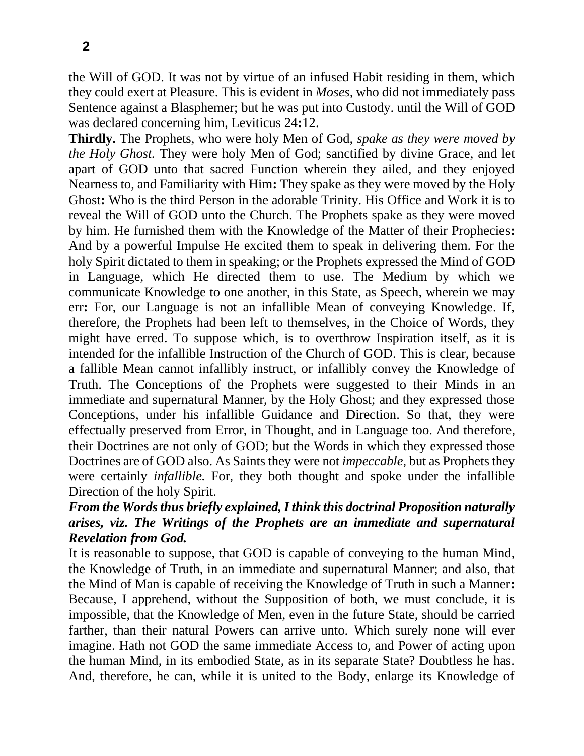the Will of GOD. It was not by virtue of an infused Habit residing in them, which they could exert at Pleasure. This is evident in *Moses,* who did not immediately pass Sentence against a Blasphemer; but he was put into Custody. until the Will of GOD was declared concerning him, Leviticus 24**:**12.

**Thirdly.** The Prophets, who were holy Men of God, *spake as they were moved by the Holy Ghost.* They were holy Men of God; sanctified by divine Grace, and let apart of GOD unto that sacred Function wherein they ailed, and they enjoyed Nearness to, and Familiarity with Him**:** They spake as they were moved by the Holy Ghost**:** Who is the third Person in the adorable Trinity. His Office and Work it is to reveal the Will of GOD unto the Church. The Prophets spake as they were moved by him. He furnished them with the Knowledge of the Matter of their Prophecies**:** And by a powerful Impulse He excited them to speak in delivering them. For the holy Spirit dictated to them in speaking; or the Prophets expressed the Mind of GOD in Language, which He directed them to use. The Medium by which we communicate Knowledge to one another, in this State, as Speech, wherein we may err**:** For, our Language is not an infallible Mean of conveying Knowledge. If, therefore, the Prophets had been left to themselves, in the Choice of Words, they might have erred. To suppose which, is to overthrow Inspiration itself, as it is intended for the infallible Instruction of the Church of GOD. This is clear, because a fallible Mean cannot infallibly instruct, or infallibly convey the Knowledge of Truth. The Conceptions of the Prophets were suggested to their Minds in an immediate and supernatural Manner, by the Holy Ghost; and they expressed those Conceptions, under his infallible Guidance and Direction. So that, they were effectually preserved from Error, in Thought, and in Language too. And therefore, their Doctrines are not only of GOD; but the Words in which they expressed those Doctrines are of GOD also. As Saints they were not *impeccable,* but as Prophets they were certainly *infallible.* For, they both thought and spoke under the infallible Direction of the holy Spirit.

***From the Words thus briefly explained, I think this doctrinal Proposition naturally arises, viz. The Writings of the Prophets are an immediate and supernatural Revelation from God.***

It is reasonable to suppose, that GOD is capable of conveying to the human Mind, the Knowledge of Truth, in an immediate and supernatural Manner; and also, that the Mind of Man is capable of receiving the Knowledge of Truth in such a Manner**:** Because, I apprehend, without the Supposition of both, we must conclude, it is impossible, that the Knowledge of Men, even in the future State, should be carried farther, than their natural Powers can arrive unto. Which surely none will ever imagine. Hath not GOD the same immediate Access to, and Power of acting upon the human Mind, in its embodied State, as in its separate State? Doubtless he has. And, therefore, he can, while it is united to the Body, enlarge its Knowledge of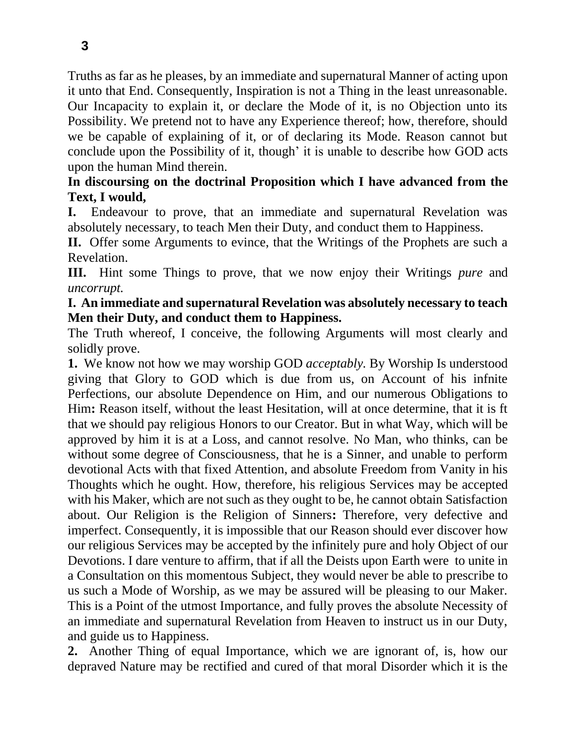Truths as far as he pleases, by an immediate and supernatural Manner of acting upon it unto that End. Consequently, Inspiration is not a Thing in the least unreasonable. Our Incapacity to explain it, or declare the Mode of it, is no Objection unto its Possibility. We pretend not to have any Experience thereof; how, therefore, should we be capable of explaining of it, or of declaring its Mode. Reason cannot but conclude upon the Possibility of it, though' it is unable to describe how GOD acts upon the human Mind therein.

**In discoursing on the doctrinal Proposition which I have advanced from the Text, I would,**

**I.** Endeavour to prove, that an immediate and supernatural Revelation was absolutely necessary, to teach Men their Duty, and conduct them to Happiness.

**II.** Offer some Arguments to evince, that the Writings of the Prophets are such a Revelation.

**III.** Hint some Things to prove, that we now enjoy their Writings *pure* and *uncorrupt.*

**I. An immediate and supernatural Revelation was absolutely necessary to teach Men their Duty, and conduct them to Happiness.**

The Truth whereof, I conceive, the following Arguments will most clearly and solidly prove.

**1.** We know not how we may worship GOD *acceptably.* By Worship Is understood giving that Glory to GOD which is due from us, on Account of his infnite Perfections, our absolute Dependence on Him, and our numerous Obligations to Him**:** Reason itself, without the least Hesitation, will at once determine, that it is ft that we should pay religious Honors to our Creator. But in what Way, which will be approved by him it is at a Loss, and cannot resolve. No Man, who thinks, can be without some degree of Consciousness, that he is a Sinner, and unable to perform devotional Acts with that fixed Attention, and absolute Freedom from Vanity in his Thoughts which he ought. How, therefore, his religious Services may be accepted with his Maker, which are not such as they ought to be, he cannot obtain Satisfaction about. Our Religion is the Religion of Sinners**:** Therefore, very defective and imperfect. Consequently, it is impossible that our Reason should ever discover how our religious Services may be accepted by the infinitely pure and holy Object of our Devotions. I dare venture to affirm, that if all the Deists upon Earth were to unite in a Consultation on this momentous Subject, they would never be able to prescribe to us such a Mode of Worship, as we may be assured will be pleasing to our Maker. This is a Point of the utmost Importance, and fully proves the absolute Necessity of an immediate and supernatural Revelation from Heaven to instruct us in our Duty, and guide us to Happiness.

**2.** Another Thing of equal Importance, which we are ignorant of, is, how our depraved Nature may be rectified and cured of that moral Disorder which it is the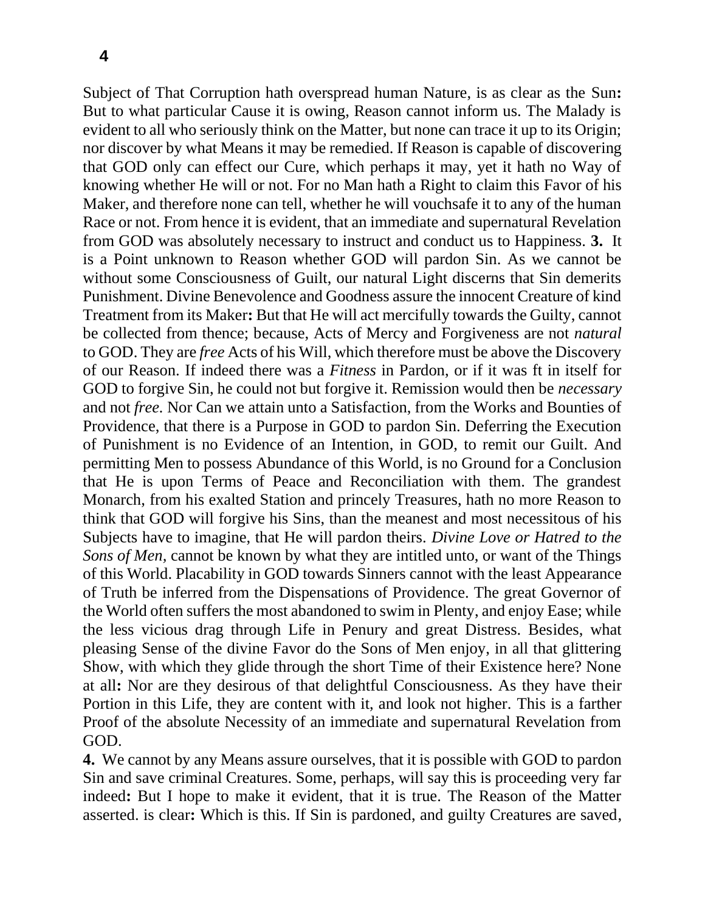Subject of That Corruption hath overspread human Nature, is as clear as the Sun**:** But to what particular Cause it is owing, Reason cannot inform us. The Malady is evident to all who seriously think on the Matter, but none can trace it up to its Origin; nor discover by what Means it may be remedied. If Reason is capable of discovering that GOD only can effect our Cure, which perhaps it may, yet it hath no Way of knowing whether He will or not. For no Man hath a Right to claim this Favor of his Maker, and therefore none can tell, whether he will vouchsafe it to any of the human Race or not. From hence it is evident, that an immediate and supernatural Revelation from GOD was absolutely necessary to instruct and conduct us to Happiness. **3.** It is a Point unknown to Reason whether GOD will pardon Sin. As we cannot be without some Consciousness of Guilt, our natural Light discerns that Sin demerits Punishment. Divine Benevolence and Goodness assure the innocent Creature of kind Treatment from its Maker**:** But that He will act mercifully towards the Guilty, cannot be collected from thence; because, Acts of Mercy and Forgiveness are not *natural* to GOD. They are *free* Acts of his Will, which therefore must be above the Discovery of our Reason. If indeed there was a *Fitness* in Pardon, or if it was ft in itself for GOD to forgive Sin, he could not but forgive it. Remission would then be *necessary* and not *free*. Nor Can we attain unto a Satisfaction, from the Works and Bounties of Providence, that there is a Purpose in GOD to pardon Sin. Deferring the Execution of Punishment is no Evidence of an Intention, in GOD, to remit our Guilt. And permitting Men to possess Abundance of this World, is no Ground for a Conclusion that He is upon Terms of Peace and Reconciliation with them. The grandest Monarch, from his exalted Station and princely Treasures, hath no more Reason to think that GOD will forgive his Sins, than the meanest and most necessitous of his Subjects have to imagine, that He will pardon theirs. *Divine Love or Hatred to the Sons of Men*, cannot be known by what they are intitled unto, or want of the Things of this World. Placability in GOD towards Sinners cannot with the least Appearance of Truth be inferred from the Dispensations of Providence. The great Governor of the World often suffers the most abandoned to swim in Plenty, and enjoy Ease; while the less vicious drag through Life in Penury and great Distress. Besides, what pleasing Sense of the divine Favor do the Sons of Men enjoy, in all that glittering Show, with which they glide through the short Time of their Existence here? None at all**:** Nor are they desirous of that delightful Consciousness. As they have their Portion in this Life, they are content with it, and look not higher. This is a farther Proof of the absolute Necessity of an immediate and supernatural Revelation from GOD.

**4.** We cannot by any Means assure ourselves, that it is possible with GOD to pardon Sin and save criminal Creatures. Some, perhaps, will say this is proceeding very far indeed**:** But I hope to make it evident, that it is true. The Reason of the Matter asserted. is clear**:** Which is this. If Sin is pardoned, and guilty Creatures are saved,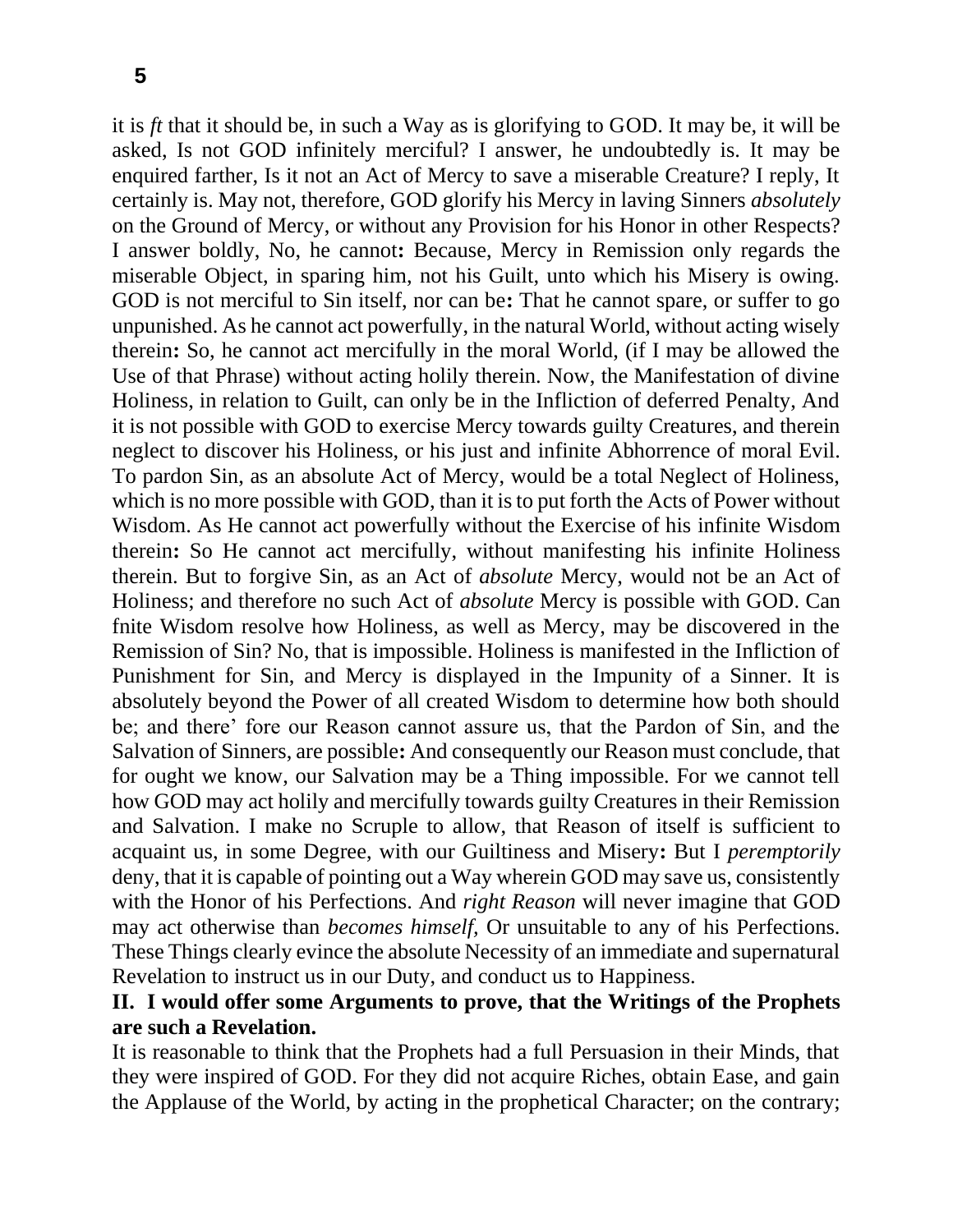it is *ft* that it should be, in such a Way as is glorifying to GOD. It may be, it will be asked, Is not GOD infinitely merciful? I answer, he undoubtedly is. It may be enquired farther, Is it not an Act of Mercy to save a miserable Creature? I reply, It certainly is. May not, therefore, GOD glorify his Mercy in laving Sinners *absolutely* on the Ground of Mercy, or without any Provision for his Honor in other Respects? I answer boldly, No, he cannot**:** Because, Mercy in Remission only regards the miserable Object, in sparing him, not his Guilt, unto which his Misery is owing. GOD is not merciful to Sin itself, nor can be**:** That he cannot spare, or suffer to go unpunished. As he cannot act powerfully, in the natural World, without acting wisely therein**:** So, he cannot act mercifully in the moral World, (if I may be allowed the Use of that Phrase) without acting holily therein. Now, the Manifestation of divine Holiness, in relation to Guilt, can only be in the Infliction of deferred Penalty, And it is not possible with GOD to exercise Mercy towards guilty Creatures, and therein neglect to discover his Holiness, or his just and infinite Abhorrence of moral Evil. To pardon Sin, as an absolute Act of Mercy, would be a total Neglect of Holiness, which is no more possible with GOD, than it is to put forth the Acts of Power without Wisdom. As He cannot act powerfully without the Exercise of his infinite Wisdom therein**:** So He cannot act mercifully, without manifesting his infinite Holiness therein. But to forgive Sin, as an Act of *absolute* Mercy, would not be an Act of Holiness; and therefore no such Act of *absolute* Mercy is possible with GOD. Can fnite Wisdom resolve how Holiness, as well as Mercy, may be discovered in the Remission of Sin? No, that is impossible. Holiness is manifested in the Infliction of Punishment for Sin, and Mercy is displayed in the Impunity of a Sinner. It is absolutely beyond the Power of all created Wisdom to determine how both should be; and there' fore our Reason cannot assure us, that the Pardon of Sin, and the Salvation of Sinners, are possible**:** And consequently our Reason must conclude, that for ought we know, our Salvation may be a Thing impossible. For we cannot tell how GOD may act holily and mercifully towards guilty Creatures in their Remission and Salvation. I make no Scruple to allow, that Reason of itself is sufficient to acquaint us, in some Degree, with our Guiltiness and Misery**:** But I *peremptorily* deny, that it is capable of pointing out a Way wherein GOD may save us, consistently with the Honor of his Perfections. And *right Reason* will never imagine that GOD may act otherwise than *becomes himself,* Or unsuitable to any of his Perfections. These Things clearly evince the absolute Necessity of an immediate and supernatural Revelation to instruct us in our Duty, and conduct us to Happiness.

**II. I would offer some Arguments to prove, that the Writings of the Prophets are such a Revelation.**

It is reasonable to think that the Prophets had a full Persuasion in their Minds, that they were inspired of GOD. For they did not acquire Riches, obtain Ease, and gain the Applause of the World, by acting in the prophetical Character; on the contrary;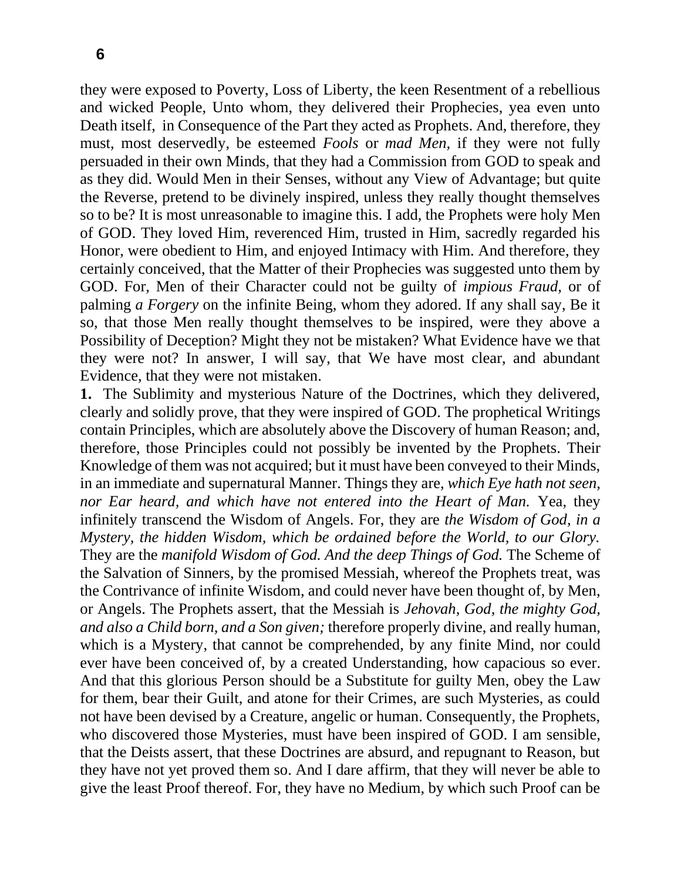they were exposed to Poverty, Loss of Liberty, the keen Resentment of a rebellious and wicked People, Unto whom, they delivered their Prophecies, yea even unto Death itself, in Consequence of the Part they acted as Prophets. And, therefore, they must, most deservedly, be esteemed *Fools* or *mad Men,* if they were not fully persuaded in their own Minds, that they had a Commission from GOD to speak and as they did. Would Men in their Senses, without any View of Advantage; but quite the Reverse, pretend to be divinely inspired, unless they really thought themselves so to be? It is most unreasonable to imagine this. I add, the Prophets were holy Men of GOD. They loved Him, reverenced Him, trusted in Him, sacredly regarded his Honor, were obedient to Him, and enjoyed Intimacy with Him. And therefore, they certainly conceived, that the Matter of their Prophecies was suggested unto them by GOD. For, Men of their Character could not be guilty of *impious Fraud,* or of palming *a Forgery* on the infinite Being, whom they adored. If any shall say, Be it so, that those Men really thought themselves to be inspired, were they above a Possibility of Deception? Might they not be mistaken? What Evidence have we that they were not? In answer, I will say, that We have most clear, and abundant Evidence, that they were not mistaken.

**1.** The Sublimity and mysterious Nature of the Doctrines, which they delivered, clearly and solidly prove, that they were inspired of GOD. The prophetical Writings contain Principles, which are absolutely above the Discovery of human Reason; and, therefore, those Principles could not possibly be invented by the Prophets. Their Knowledge of them was not acquired; but it must have been conveyed to their Minds, in an immediate and supernatural Manner. Things they are, *which Eye hath not seen, nor Ear heard, and which have not entered into the Heart of Man.* Yea, they infinitely transcend the Wisdom of Angels. For, they are *the Wisdom of God, in a Mystery, the hidden Wisdom, which be ordained before the World, to our Glory.* They are the *manifold Wisdom of God. And the deep Things of God.* The Scheme of the Salvation of Sinners, by the promised Messiah, whereof the Prophets treat, was the Contrivance of infinite Wisdom, and could never have been thought of, by Men, or Angels. The Prophets assert, that the Messiah is *Jehovah, God, the mighty God, and also a Child born, and a Son given;* therefore properly divine, and really human, which is a Mystery, that cannot be comprehended, by any finite Mind, nor could ever have been conceived of, by a created Understanding, how capacious so ever. And that this glorious Person should be a Substitute for guilty Men, obey the Law for them, bear their Guilt, and atone for their Crimes, are such Mysteries, as could not have been devised by a Creature, angelic or human. Consequently, the Prophets, who discovered those Mysteries, must have been inspired of GOD. I am sensible, that the Deists assert, that these Doctrines are absurd, and repugnant to Reason, but they have not yet proved them so. And I dare affirm, that they will never be able to give the least Proof thereof. For, they have no Medium, by which such Proof can be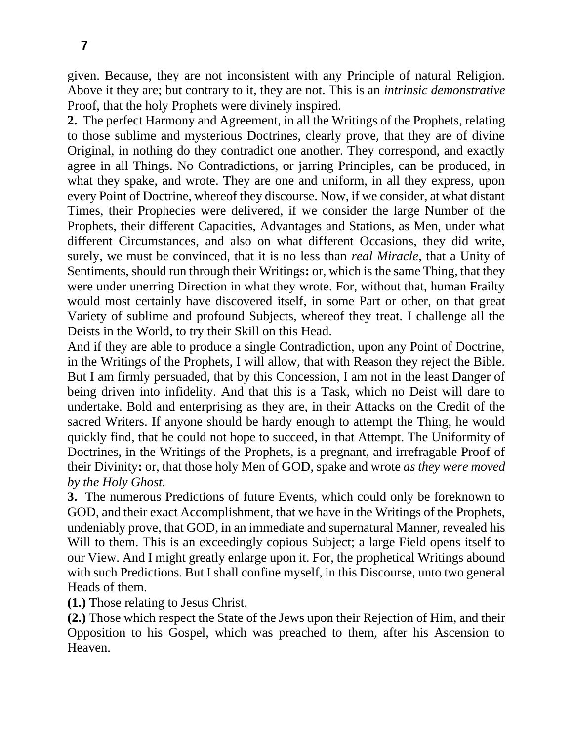given. Because, they are not inconsistent with any Principle of natural Religion. Above it they are; but contrary to it, they are not. This is an *intrinsic demonstrative* Proof, that the holy Prophets were divinely inspired.

**2.** The perfect Harmony and Agreement, in all the Writings of the Prophets, relating to those sublime and mysterious Doctrines, clearly prove, that they are of divine Original, in nothing do they contradict one another. They correspond, and exactly agree in all Things. No Contradictions, or jarring Principles, can be produced, in what they spake, and wrote. They are one and uniform, in all they express, upon every Point of Doctrine, whereof they discourse. Now, if we consider, at what distant Times, their Prophecies were delivered, if we consider the large Number of the Prophets, their different Capacities, Advantages and Stations, as Men, under what different Circumstances, and also on what different Occasions, they did write, surely, we must be convinced, that it is no less than *real Miracle,* that a Unity of Sentiments, should run through their Writings**:** or, which is the same Thing, that they were under unerring Direction in what they wrote. For, without that, human Frailty would most certainly have discovered itself, in some Part or other, on that great Variety of sublime and profound Subjects, whereof they treat. I challenge all the Deists in the World, to try their Skill on this Head.

And if they are able to produce a single Contradiction, upon any Point of Doctrine, in the Writings of the Prophets, I will allow, that with Reason they reject the Bible. But I am firmly persuaded, that by this Concession, I am not in the least Danger of being driven into infidelity. And that this is a Task, which no Deist will dare to undertake. Bold and enterprising as they are, in their Attacks on the Credit of the sacred Writers. If anyone should be hardy enough to attempt the Thing, he would quickly find, that he could not hope to succeed, in that Attempt. The Uniformity of Doctrines, in the Writings of the Prophets, is a pregnant, and irrefragable Proof of their Divinity**:** or, that those holy Men of GOD, spake and wrote *as they were moved by the Holy Ghost.*

**3.** The numerous Predictions of future Events, which could only be foreknown to GOD, and their exact Accomplishment, that we have in the Writings of the Prophets, undeniably prove, that GOD, in an immediate and supernatural Manner, revealed his Will to them. This is an exceedingly copious Subject; a large Field opens itself to our View. And I might greatly enlarge upon it. For, the prophetical Writings abound with such Predictions. But I shall confine myself, in this Discourse, unto two general Heads of them.

**(1.)** Those relating to Jesus Christ.

**(2.)** Those which respect the State of the Jews upon their Rejection of Him, and their Opposition to his Gospel, which was preached to them, after his Ascension to Heaven.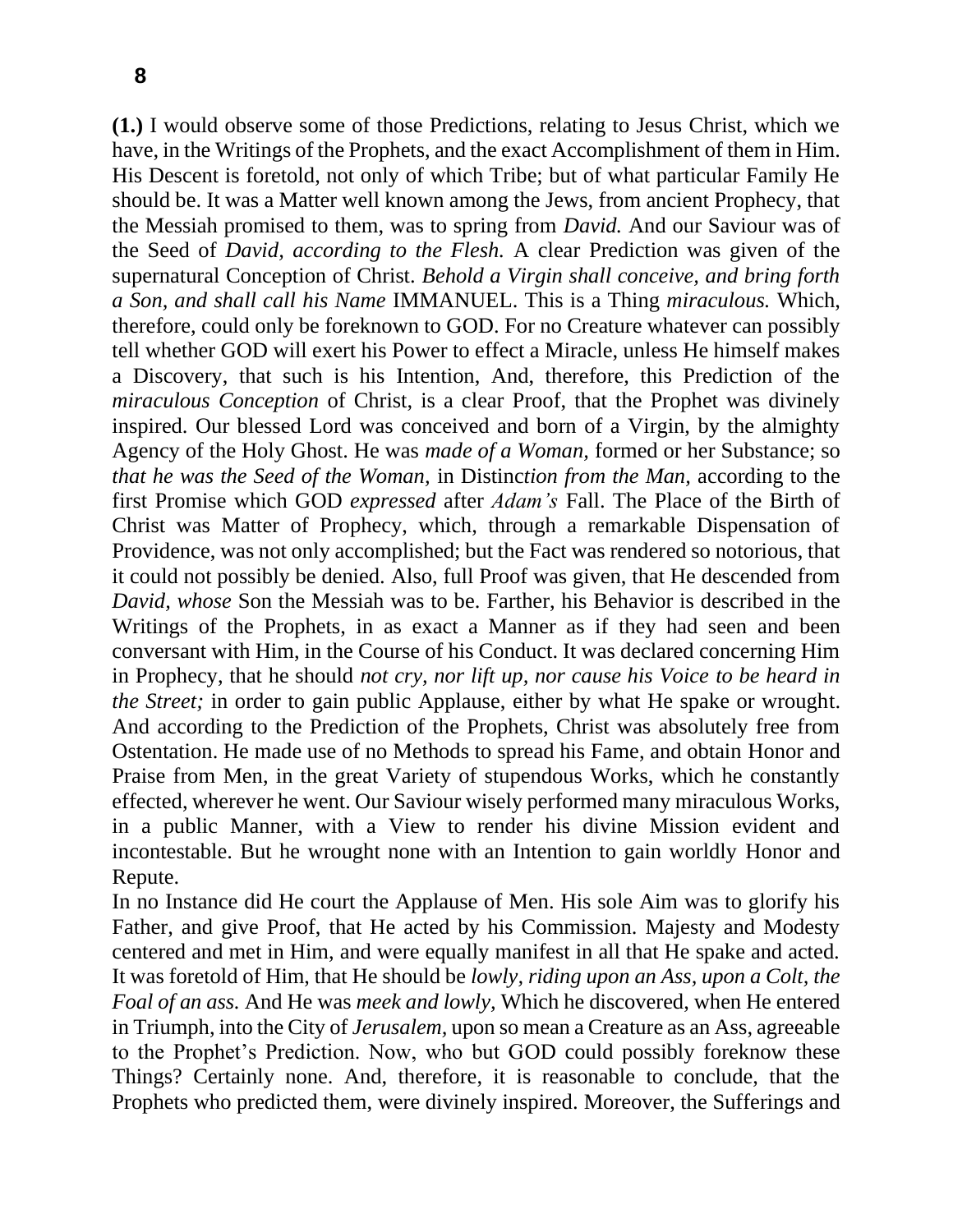**(1.)** I would observe some of those Predictions, relating to Jesus Christ, which we have, in the Writings of the Prophets, and the exact Accomplishment of them in Him. His Descent is foretold, not only of which Tribe; but of what particular Family He should be. It was a Matter well known among the Jews, from ancient Prophecy, that the Messiah promised to them, was to spring from *David.* And our Saviour was of the Seed of *David, according to the Flesh.* A clear Prediction was given of the supernatural Conception of Christ. *Behold a Virgin shall conceive, and bring forth a Son, and shall call his Name* IMMANUEL. This is a Thing *miraculous.* Which, therefore, could only be foreknown to GOD. For no Creature whatever can possibly tell whether GOD will exert his Power to effect a Miracle, unless He himself makes a Discovery, that such is his Intention, And, therefore, this Prediction of the *miraculous Conception* of Christ, is a clear Proof, that the Prophet was divinely inspired. Our blessed Lord was conceived and born of a Virgin, by the almighty Agency of the Holy Ghost. He was *made of a Woman,* formed or her Substance; so *that he was the Seed of the Woman,* in Distin*ction from the Man,* according to the first Promise which GOD *expressed* after *Adam's* Fall. The Place of the Birth of Christ was Matter of Prophecy, which, through a remarkable Dispensation of Providence, was not only accomplished; but the Fact was rendered so notorious, that it could not possibly be denied. Also, full Proof was given, that He descended from *David, whose* Son the Messiah was to be. Farther, his Behavior is described in the Writings of the Prophets, in as exact a Manner as if they had seen and been conversant with Him, in the Course of his Conduct. It was declared concerning Him in Prophecy, that he should *not cry, nor lift up, nor cause his Voice to be heard in the Street;* in order to gain public Applause, either by what He spake or wrought. And according to the Prediction of the Prophets, Christ was absolutely free from Ostentation. He made use of no Methods to spread his Fame, and obtain Honor and Praise from Men, in the great Variety of stupendous Works, which he constantly effected, wherever he went. Our Saviour wisely performed many miraculous Works, in a public Manner, with a View to render his divine Mission evident and incontestable. But he wrought none with an Intention to gain worldly Honor and Repute.

In no Instance did He court the Applause of Men. His sole Aim was to glorify his Father, and give Proof, that He acted by his Commission. Majesty and Modesty centered and met in Him, and were equally manifest in all that He spake and acted. It was foretold of Him, that He should be *lowly, riding upon an Ass, upon a Colt, the Foal of an ass.* And He was *meek and lowly,* Which he discovered, when He entered in Triumph, into the City of *Jerusalem,* upon so mean a Creature as an Ass, agreeable to the Prophet's Prediction. Now, who but GOD could possibly foreknow these Things? Certainly none. And, therefore, it is reasonable to conclude, that the Prophets who predicted them, were divinely inspired. Moreover, the Sufferings and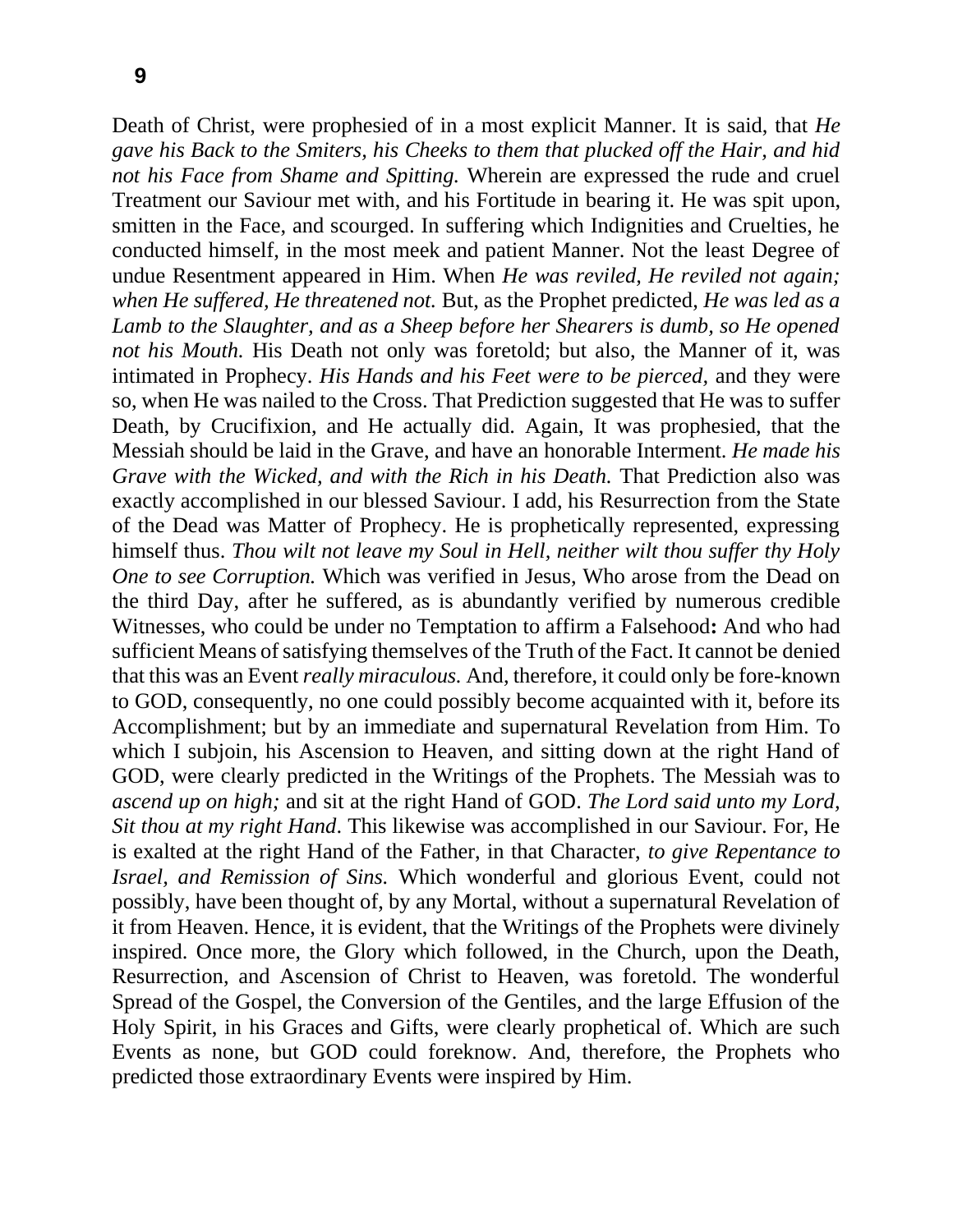Death of Christ, were prophesied of in a most explicit Manner. It is said, that *He gave his Back to the Smiters, his Cheeks to them that plucked off the Hair, and hid not his Face from Shame and Spitting.* Wherein are expressed the rude and cruel Treatment our Saviour met with, and his Fortitude in bearing it. He was spit upon, smitten in the Face, and scourged. In suffering which Indignities and Cruelties, he conducted himself, in the most meek and patient Manner. Not the least Degree of undue Resentment appeared in Him. When *He was reviled, He reviled not again; when He suffered, He threatened not.* But, as the Prophet predicted, *He was led as a Lamb to the Slaughter, and as a Sheep before her Shearers is dumb, so He opened not his Mouth.* His Death not only was foretold; but also, the Manner of it, was intimated in Prophecy. *His Hands and his Feet were to be pierced,* and they were so, when He was nailed to the Cross. That Prediction suggested that He was to suffer Death, by Crucifixion, and He actually did. Again, It was prophesied, that the Messiah should be laid in the Grave, and have an honorable Interment. *He made his Grave with the Wicked, and with the Rich in his Death.* That Prediction also was exactly accomplished in our blessed Saviour. I add, his Resurrection from the State of the Dead was Matter of Prophecy. He is prophetically represented, expressing himself thus. *Thou wilt not leave my Soul in Hell, neither wilt thou suffer thy Holy One to see Corruption.* Which was verified in Jesus, Who arose from the Dead on the third Day, after he suffered, as is abundantly verified by numerous credible Witnesses, who could be under no Temptation to affirm a Falsehood**:** And who had sufficient Means of satisfying themselves of the Truth of the Fact. It cannot be denied that this was an Event *really miraculous.* And, therefore, it could only be fore-known to GOD, consequently, no one could possibly become acquainted with it, before its Accomplishment; but by an immediate and supernatural Revelation from Him. To which I subjoin, his Ascension to Heaven, and sitting down at the right Hand of GOD, were clearly predicted in the Writings of the Prophets. The Messiah was to *ascend up on high;* and sit at the right Hand of GOD. *The Lord said unto my Lord, Sit thou at my right Hand*. This likewise was accomplished in our Saviour. For, He is exalted at the right Hand of the Father, in that Character, *to give Repentance to Israel, and Remission of Sins.* Which wonderful and glorious Event, could not possibly, have been thought of, by any Mortal, without a supernatural Revelation of it from Heaven. Hence, it is evident, that the Writings of the Prophets were divinely inspired. Once more, the Glory which followed, in the Church, upon the Death, Resurrection, and Ascension of Christ to Heaven, was foretold. The wonderful Spread of the Gospel, the Conversion of the Gentiles, and the large Effusion of the Holy Spirit, in his Graces and Gifts, were clearly prophetical of. Which are such Events as none, but GOD could foreknow. And, therefore, the Prophets who predicted those extraordinary Events were inspired by Him.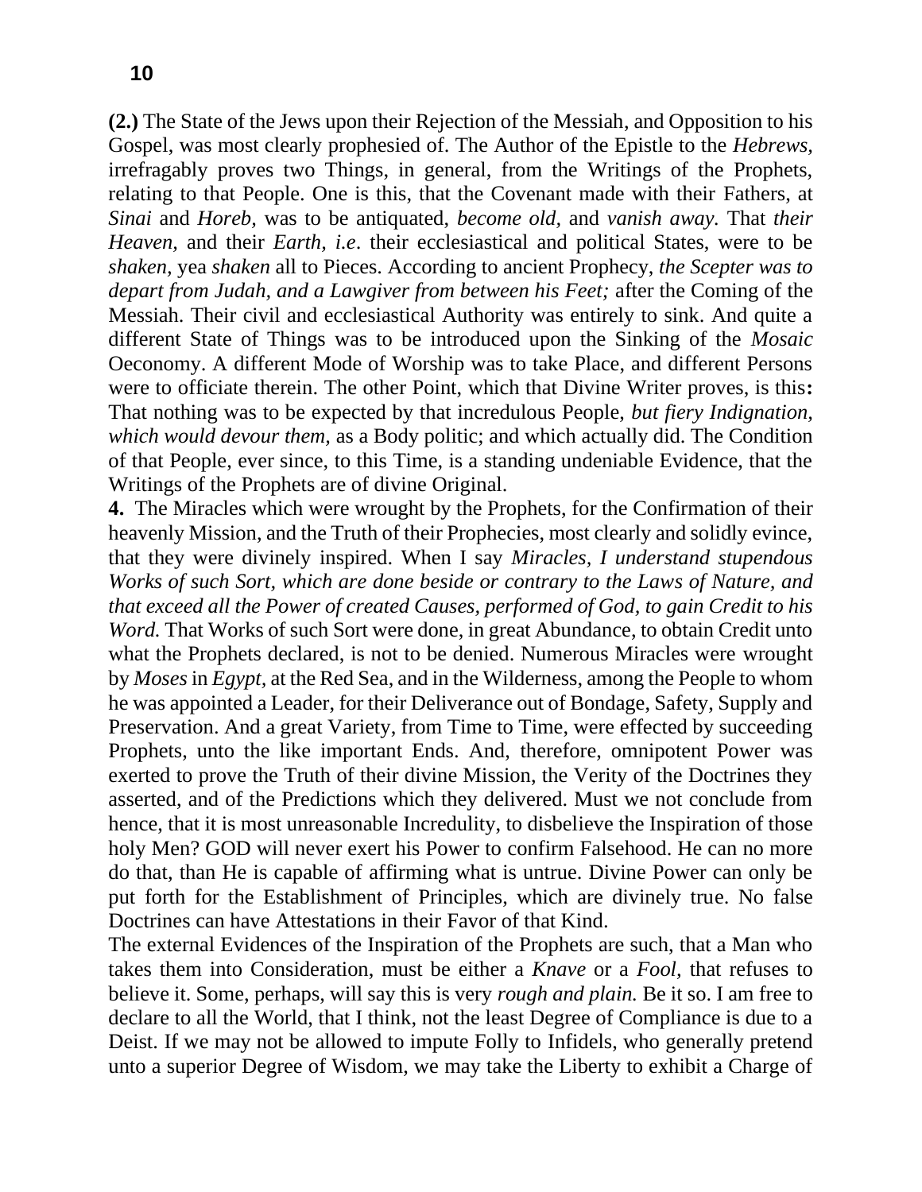**(2.)** The State of the Jews upon their Rejection of the Messiah, and Opposition to his Gospel, was most clearly prophesied of. The Author of the Epistle to the *Hebrews,* irrefragably proves two Things, in general, from the Writings of the Prophets, relating to that People. One is this, that the Covenant made with their Fathers, at *Sinai* and *Horeb,* was to be antiquated, *become old,* and *vanish away.* That *their Heaven,* and their *Earth, i.e*. their ecclesiastical and political States, were to be *shaken,* yea *shaken* all to Pieces. According to ancient Prophecy, *the Scepter was to depart from Judah, and a Lawgiver from between his Feet;* after the Coming of the Messiah. Their civil and ecclesiastical Authority was entirely to sink. And quite a different State of Things was to be introduced upon the Sinking of the *Mosaic* Oeconomy. A different Mode of Worship was to take Place, and different Persons were to officiate therein. The other Point, which that Divine Writer proves, is this**:** That nothing was to be expected by that incredulous People, *but fiery Indignation, which would devour them,* as a Body politic; and which actually did. The Condition of that People, ever since, to this Time, is a standing undeniable Evidence, that the Writings of the Prophets are of divine Original.

**4.** The Miracles which were wrought by the Prophets, for the Confirmation of their heavenly Mission, and the Truth of their Prophecies, most clearly and solidly evince, that they were divinely inspired. When I say *Miracles, I understand stupendous Works of such Sort, which are done beside or contrary to the Laws of Nature, and that exceed all the Power of created Causes, performed of God, to gain Credit to his Word.* That Works of such Sort were done, in great Abundance, to obtain Credit unto what the Prophets declared, is not to be denied. Numerous Miracles were wrought by *Moses* in *Egypt,* at the Red Sea, and in the Wilderness, among the People to whom he was appointed a Leader, for their Deliverance out of Bondage, Safety, Supply and Preservation. And a great Variety, from Time to Time, were effected by succeeding Prophets, unto the like important Ends. And, therefore, omnipotent Power was exerted to prove the Truth of their divine Mission, the Verity of the Doctrines they asserted, and of the Predictions which they delivered. Must we not conclude from hence, that it is most unreasonable Incredulity, to disbelieve the Inspiration of those holy Men? GOD will never exert his Power to confirm Falsehood. He can no more do that, than He is capable of affirming what is untrue. Divine Power can only be put forth for the Establishment of Principles, which are divinely true. No false Doctrines can have Attestations in their Favor of that Kind.

The external Evidences of the Inspiration of the Prophets are such, that a Man who takes them into Consideration, must be either a *Knave* or a *Fool,* that refuses to believe it. Some, perhaps, will say this is very *rough and plain.* Be it so. I am free to declare to all the World, that I think, not the least Degree of Compliance is due to a Deist. If we may not be allowed to impute Folly to Infidels, who generally pretend unto a superior Degree of Wisdom, we may take the Liberty to exhibit a Charge of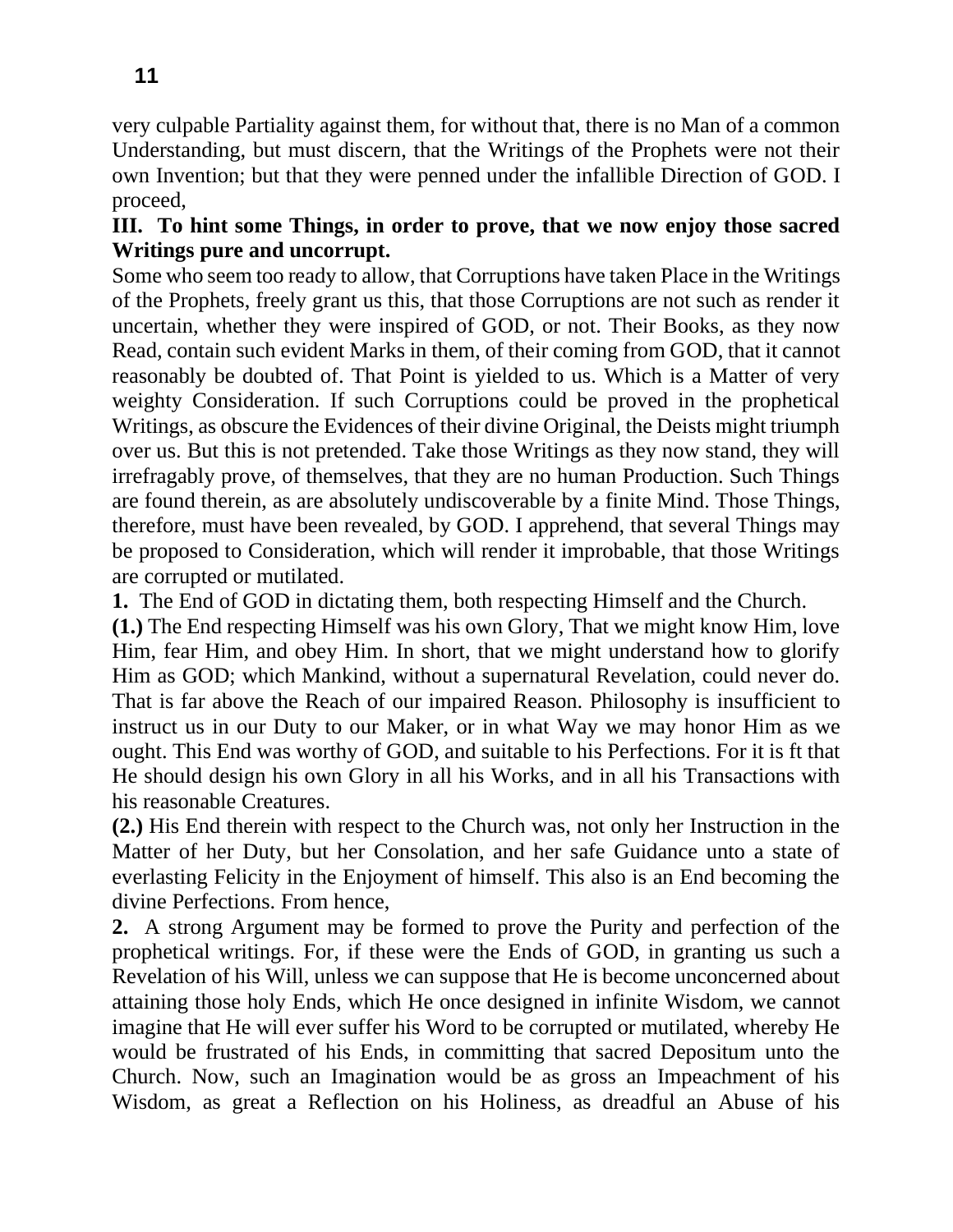very culpable Partiality against them, for without that, there is no Man of a common Understanding, but must discern, that the Writings of the Prophets were not their own Invention; but that they were penned under the infallible Direction of GOD. I proceed,

**III. To hint some Things, in order to prove, that we now enjoy those sacred Writings pure and uncorrupt.**

Some who seem too ready to allow, that Corruptions have taken Place in the Writings of the Prophets, freely grant us this, that those Corruptions are not such as render it uncertain, whether they were inspired of GOD, or not. Their Books, as they now Read, contain such evident Marks in them, of their coming from GOD, that it cannot reasonably be doubted of. That Point is yielded to us. Which is a Matter of very weighty Consideration. If such Corruptions could be proved in the prophetical Writings, as obscure the Evidences of their divine Original, the Deists might triumph over us. But this is not pretended. Take those Writings as they now stand, they will irrefragably prove, of themselves, that they are no human Production. Such Things are found therein, as are absolutely undiscoverable by a finite Mind. Those Things, therefore, must have been revealed, by GOD. I apprehend, that several Things may be proposed to Consideration, which will render it improbable, that those Writings are corrupted or mutilated.

**1.** The End of GOD in dictating them, both respecting Himself and the Church.

**(1.)** The End respecting Himself was his own Glory, That we might know Him, love Him, fear Him, and obey Him. In short, that we might understand how to glorify Him as GOD; which Mankind, without a supernatural Revelation, could never do. That is far above the Reach of our impaired Reason. Philosophy is insufficient to instruct us in our Duty to our Maker, or in what Way we may honor Him as we ought. This End was worthy of GOD, and suitable to his Perfections. For it is ft that He should design his own Glory in all his Works, and in all his Transactions with his reasonable Creatures.

**(2.)** His End therein with respect to the Church was, not only her Instruction in the Matter of her Duty, but her Consolation, and her safe Guidance unto a state of everlasting Felicity in the Enjoyment of himself. This also is an End becoming the divine Perfections. From hence,

**2.** A strong Argument may be formed to prove the Purity and perfection of the prophetical writings. For, if these were the Ends of GOD, in granting us such a Revelation of his Will, unless we can suppose that He is become unconcerned about attaining those holy Ends, which He once designed in infinite Wisdom, we cannot imagine that He will ever suffer his Word to be corrupted or mutilated, whereby He would be frustrated of his Ends, in committing that sacred Depositum unto the Church. Now, such an Imagination would be as gross an Impeachment of his Wisdom, as great a Reflection on his Holiness, as dreadful an Abuse of his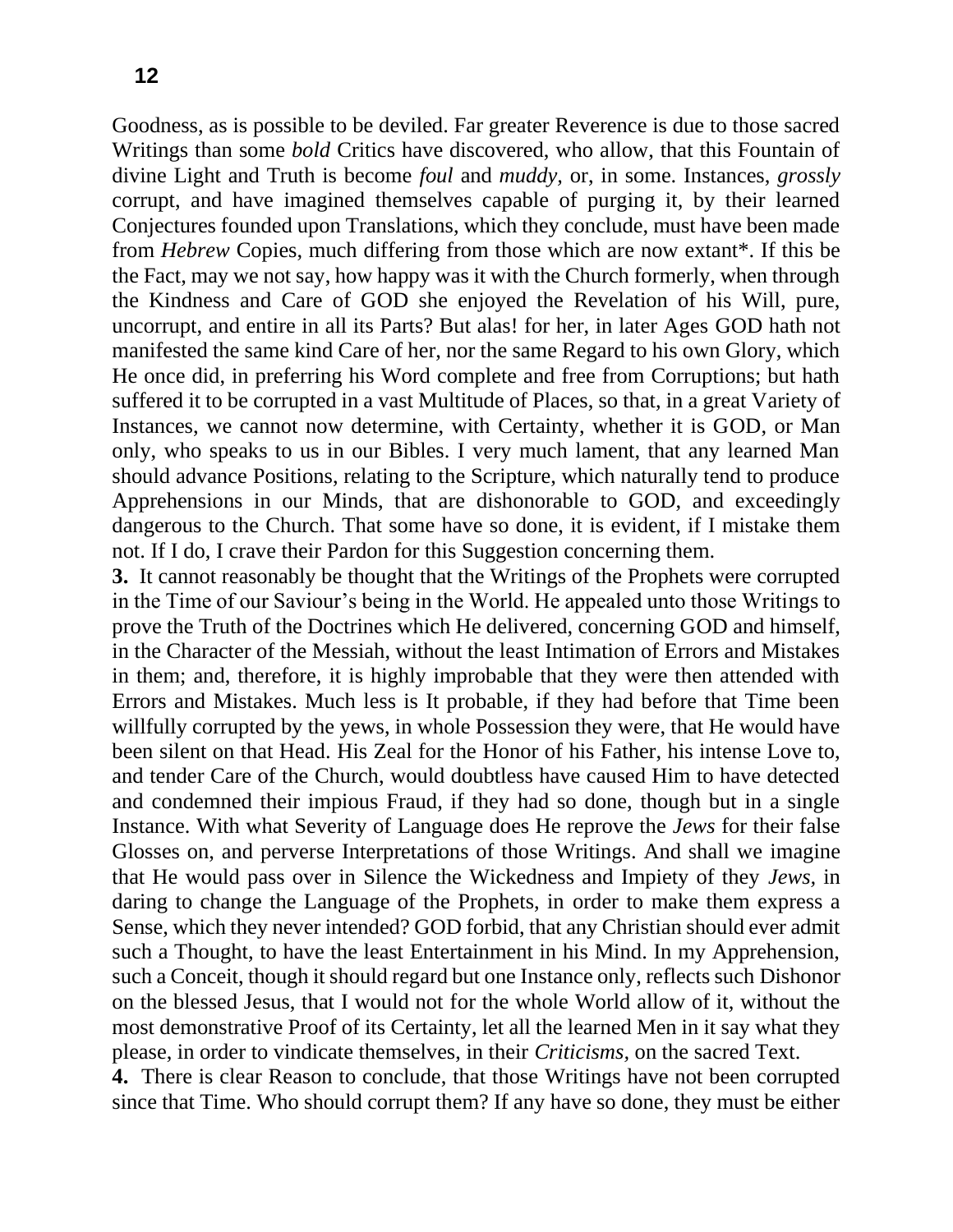Goodness, as is possible to be deviled. Far greater Reverence is due to those sacred Writings than some *bold* Critics have discovered, who allow, that this Fountain of divine Light and Truth is become *foul* and *muddy,* or, in some. Instances, *grossly* corrupt, and have imagined themselves capable of purging it, by their learned Conjectures founded upon Translations, which they conclude, must have been made from *Hebrew* Copies, much differing from those which are now extant*. If this be the Fact, may we not say, how happy was it with the Church formerly, when through the Kindness and Care of GOD she enjoyed the Revelation of his Will, pure, uncorrupt, and entire in all its Parts? But alas! for her, in later Ages GOD hath not manifested the same kind Care of her, nor the same Regard to his own Glory, which He once did, in preferring his Word complete and free from Corruptions; but hath suffered it to be corrupted in a vast Multitude of Places, so that, in a great Variety of Instances, we cannot now determine, with Certainty, whether it is GOD, or Man only, who speaks to us in our Bibles. I very much lament, that any learned Man should advance Positions, relating to the Scripture, which naturally tend to produce Apprehensions in our Minds, that are dishonorable to GOD, and exceedingly dangerous to the Church. That some have so done, it is evident, if I mistake them not. If I do, I crave their Pardon for this Suggestion concerning them.

**3.** It cannot reasonably be thought that the Writings of the Prophets were corrupted in the Time of our Saviour's being in the World. He appealed unto those Writings to prove the Truth of the Doctrines which He delivered, concerning GOD and himself, in the Character of the Messiah, without the least Intimation of Errors and Mistakes in them; and, therefore, it is highly improbable that they were then attended with Errors and Mistakes. Much less is It probable, if they had before that Time been willfully corrupted by the yews, in whole Possession they were, that He would have been silent on that Head. His Zeal for the Honor of his Father, his intense Love to, and tender Care of the Church, would doubtless have caused Him to have detected and condemned their impious Fraud, if they had so done, though but in a single Instance. With what Severity of Language does He reprove the *Jews* for their false Glosses on, and perverse Interpretations of those Writings. And shall we imagine that He would pass over in Silence the Wickedness and Impiety of they *Jews,* in daring to change the Language of the Prophets, in order to make them express a Sense, which they never intended? GOD forbid, that any Christian should ever admit such a Thought, to have the least Entertainment in his Mind. In my Apprehension, such a Conceit, though it should regard but one Instance only, reflects such Dishonor on the blessed Jesus, that I would not for the whole World allow of it, without the most demonstrative Proof of its Certainty, let all the learned Men in it say what they please, in order to vindicate themselves, in their *Criticisms,* on the sacred Text.

**4.** There is clear Reason to conclude, that those Writings have not been corrupted since that Time. Who should corrupt them? If any have so done, they must be either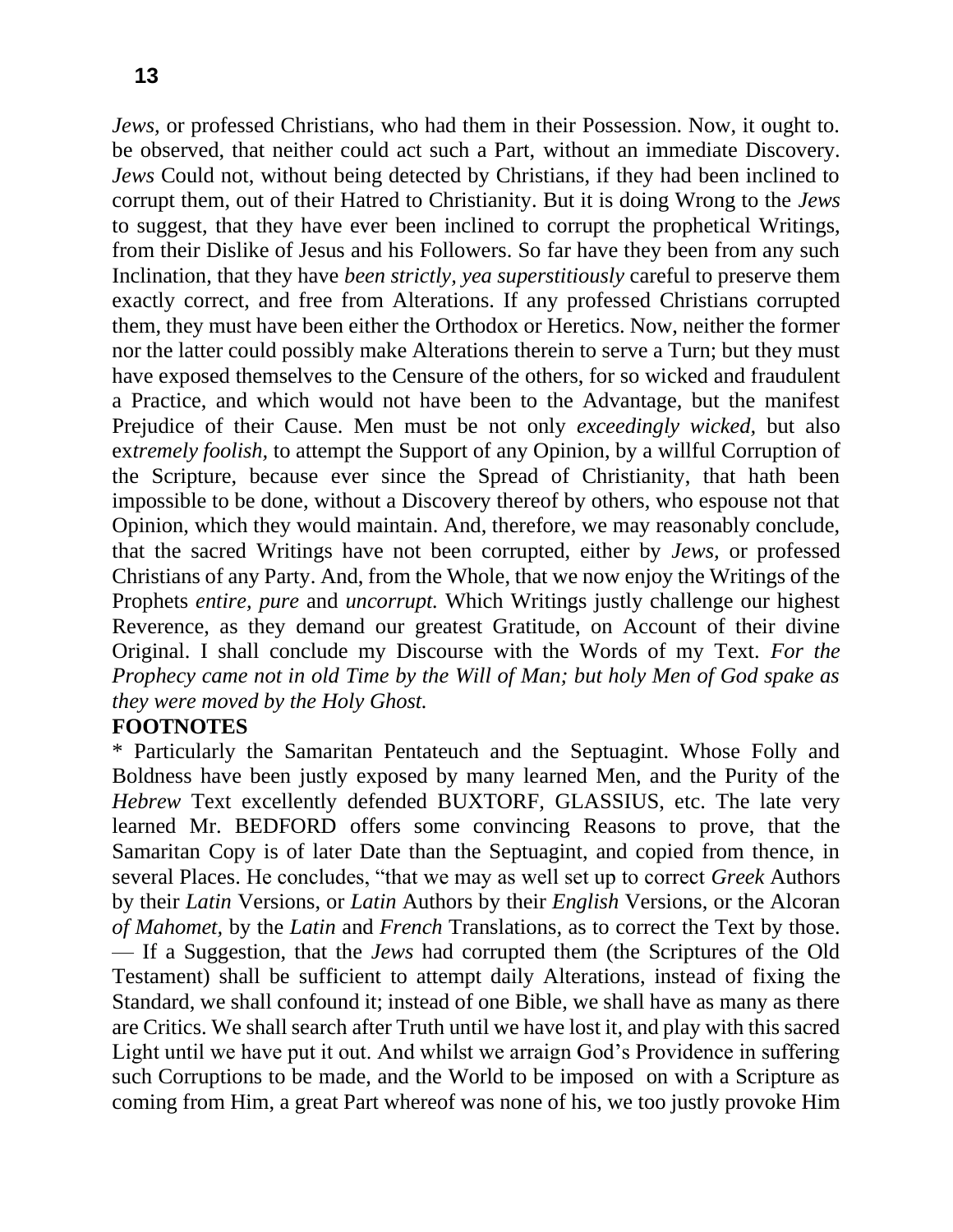*Jews,* or professed Christians, who had them in their Possession. Now, it ought to. be observed, that neither could act such a Part, without an immediate Discovery. *Jews* Could not, without being detected by Christians, if they had been inclined to corrupt them, out of their Hatred to Christianity. But it is doing Wrong to the *Jews* to suggest, that they have ever been inclined to corrupt the prophetical Writings, from their Dislike of Jesus and his Followers. So far have they been from any such Inclination, that they have *been strictly, yea superstitiously* careful to preserve them exactly correct, and free from Alterations. If any professed Christians corrupted them, they must have been either the Orthodox or Heretics. Now, neither the former nor the latter could possibly make Alterations therein to serve a Turn; but they must have exposed themselves to the Censure of the others, for so wicked and fraudulent a Practice, and which would not have been to the Advantage, but the manifest Prejudice of their Cause. Men must be not only *exceedingly wicked,* but also ex*tremely foolish,* to attempt the Support of any Opinion, by a willful Corruption of the Scripture, because ever since the Spread of Christianity, that hath been impossible to be done, without a Discovery thereof by others, who espouse not that Opinion, which they would maintain. And, therefore, we may reasonably conclude, that the sacred Writings have not been corrupted, either by *Jews,* or professed Christians of any Party. And, from the Whole, that we now enjoy the Writings of the Prophets *entire, pure* and *uncorrupt.* Which Writings justly challenge our highest Reverence, as they demand our greatest Gratitude, on Account of their divine Original. I shall conclude my Discourse with the Words of my Text. *For the Prophecy came not in old Time by the Will of Man; but holy Men of God spake as they were moved by the Holy Ghost.*

**FOOTNOTES**

* Particularly the Samaritan Pentateuch and the Septuagint. Whose Folly and Boldness have been justly exposed by many learned Men, and the Purity of the *Hebrew* Text excellently defended BUXTORF, GLASSIUS, etc. The late very learned Mr. BEDFORD offers some convincing Reasons to prove, that the Samaritan Copy is of later Date than the Septuagint, and copied from thence, in several Places. He concludes, "that we may as well set up to correct *Greek* Authors by their *Latin* Versions, or *Latin* Authors by their *English* Versions, or the Alcoran *of Mahomet,* by the *Latin* and *French* Translations, as to correct the Text by those. — If a Suggestion, that the *Jews* had corrupted them (the Scriptures of the Old Testament) shall be sufficient to attempt daily Alterations, instead of fixing the Standard, we shall confound it; instead of one Bible, we shall have as many as there are Critics. We shall search after Truth until we have lost it, and play with this sacred Light until we have put it out. And whilst we arraign God's Providence in suffering such Corruptions to be made, and the World to be imposed on with a Scripture as coming from Him, a great Part whereof was none of his, we too justly provoke Him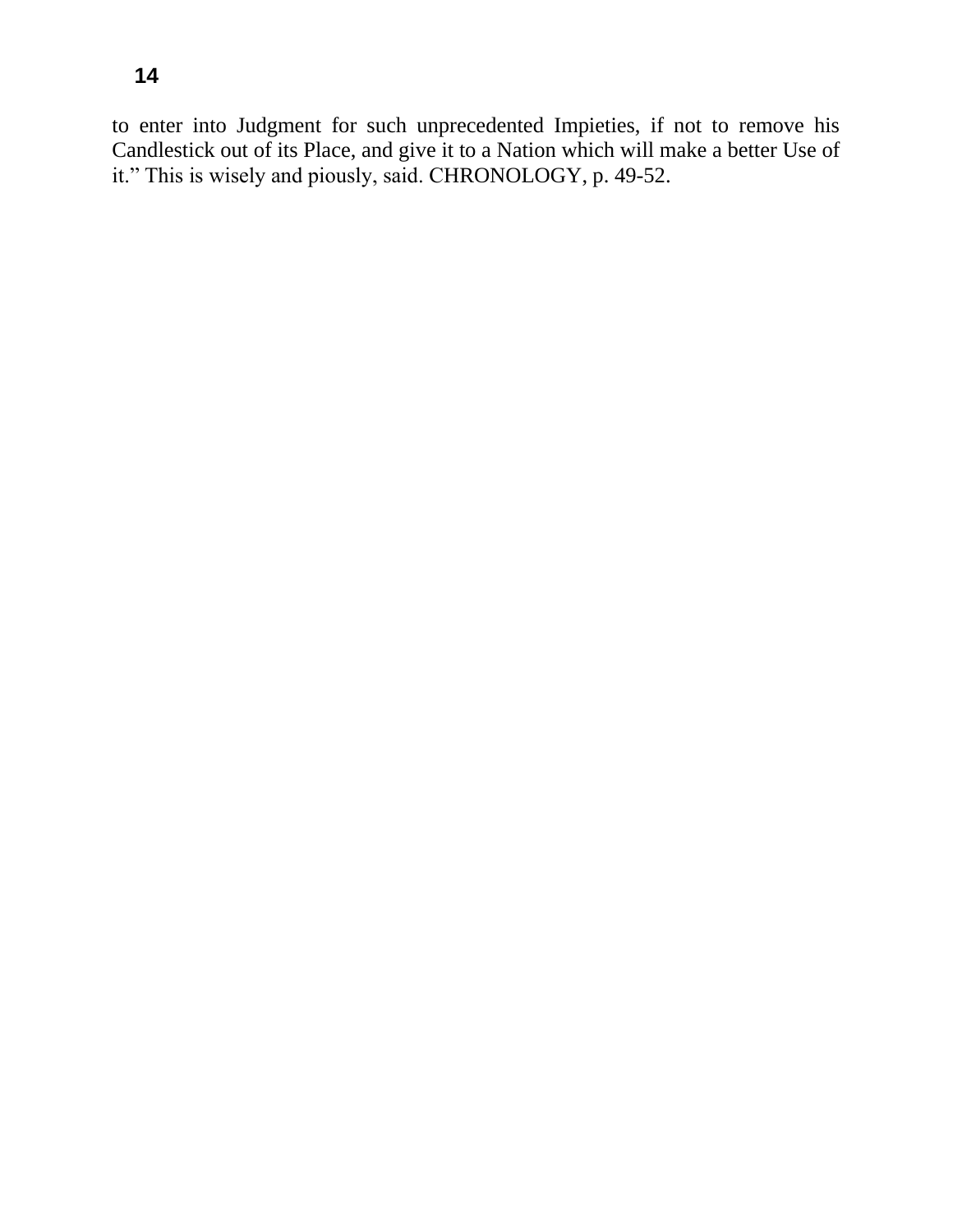to enter into Judgment for such unprecedented Impieties, if not to remove his Candlestick out of its Place, and give it to a Nation which will make a better Use of it." This is wisely and piously, said. CHRONOLOGY, p. 49-52.